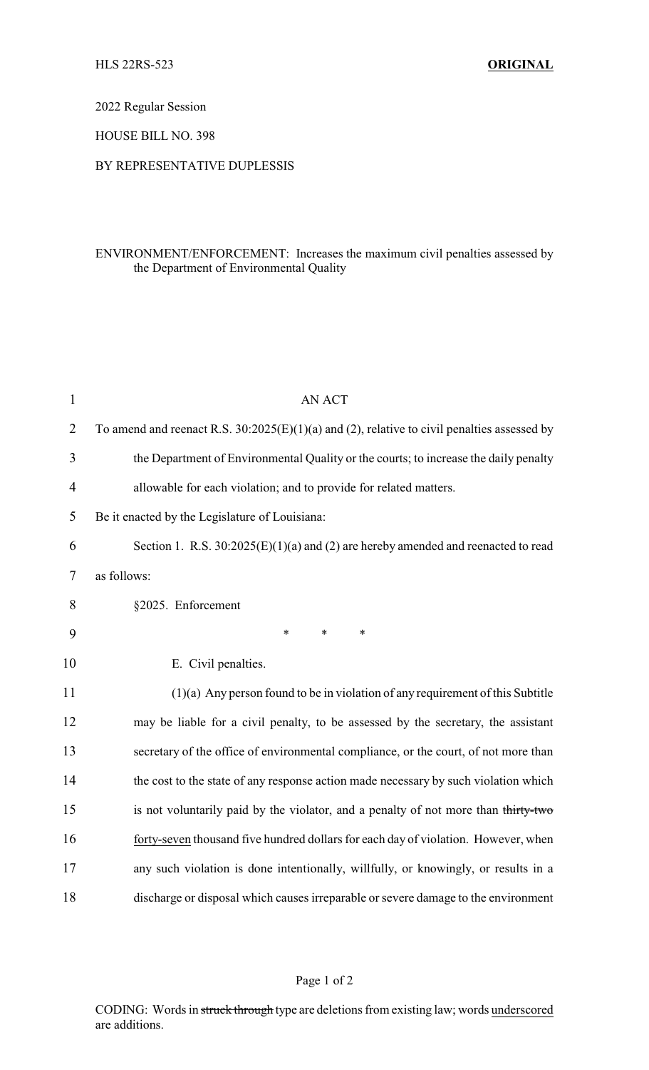HLS 22RS-523 **ORIGINAL**

2022 Regular Session

HOUSE BILL NO. 398

BY REPRESENTATIVE DUPLESSIS

ENVIRONMENT/ENFORCEMENT: Increases the maximum civil penalties assessed by the Department of Environmental Quality

AN ACT

To amend and reenact R.S. 30:2025(E)(1)(a) and (2), relative to civil penalties assessed by the Department of Environmental Quality or the courts; to increase the daily penalty allowable for each violation; and to provide for related matters.

Be it enacted by the Legislature of Louisiana:

Section 1. R.S. 30:2025(E)(1)(a) and (2) are hereby amended and reenacted to read as follows:

§2025. Enforcement

\* \* \*

E. Civil penalties.

(1)(a) Any person found to be in violation of any requirement of this Subtitle may be liable for a civil penalty, to be assessed by the secretary, the assistant secretary of the office of environmental compliance, or the court, of not more than the cost to the state of any response action made necessary by such violation which is not voluntarily paid by the violator, and a penalty of not more than ~~thirty-two~~ forty-seven thousand five hundred dollars for each day of violation. However, when any such violation is done intentionally, willfully, or knowingly, or results in a discharge or disposal which causes irreparable or severe damage to the environment

CODING: Words in ~~struck through~~ type are deletions from existing law; words underscored are additions.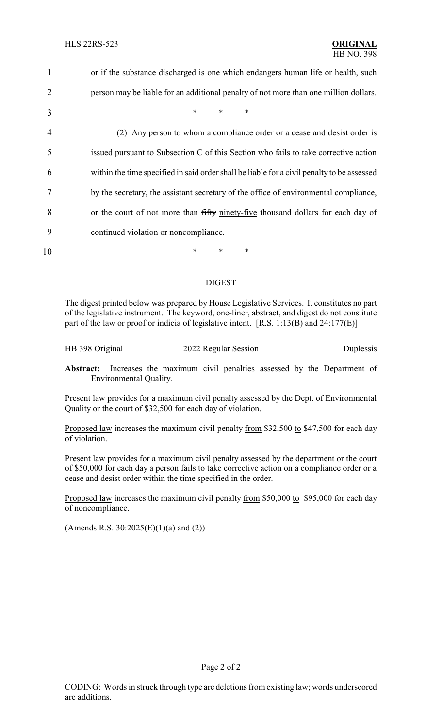or if the substance discharged is one which endangers human life or health, such person may be liable for an additional penalty of not more than one million dollars.

\* \* \*

(2) Any person to whom a compliance order or a cease and desist order is issued pursuant to Subsection C of this Section who fails to take corrective action within the time specified in said order shall be liable for a civil penalty to be assessed by the secretary, the assistant secretary of the office of environmental compliance, or the court of not more than ~~fifty~~ <u>ninety-five</u> thousand dollars for each day of continued violation or noncompliance.

\* \* \*

---

## DIGEST

The digest printed below was prepared by House Legislative Services. It constitutes no part of the legislative instrument. The keyword, one-liner, abstract, and digest do not constitute part of the law or proof or indicia of legislative intent. [R.S. 1:13(B) and 24:177(E)]

HB 398 Original — 2022 Regular Session — Duplessis

**Abstract:** Increases the maximum civil penalties assessed by the Department of Environmental Quality.

<u>Present law</u> provides for a maximum civil penalty assessed by the Dept. of Environmental Quality or the court of $32,500 for each day of violation.

<u>Proposed law</u> increases the maximum civil penalty <u>from</u> $32,500 <u>to</u> $47,500 for each day of violation.

<u>Present law</u> provides for a maximum civil penalty assessed by the department or the court of $50,000 for each day a person fails to take corrective action on a compliance order or a cease and desist order within the time specified in the order.

<u>Proposed law</u> increases the maximum civil penalty <u>from</u> $50,000 <u>to</u> $95,000 for each day of noncompliance.

(Amends R.S. 30:2025(E)(1)(a) and (2))

CODING: Words in ~~struck through~~ type are deletions from existing law; words <u>underscored</u> are additions.